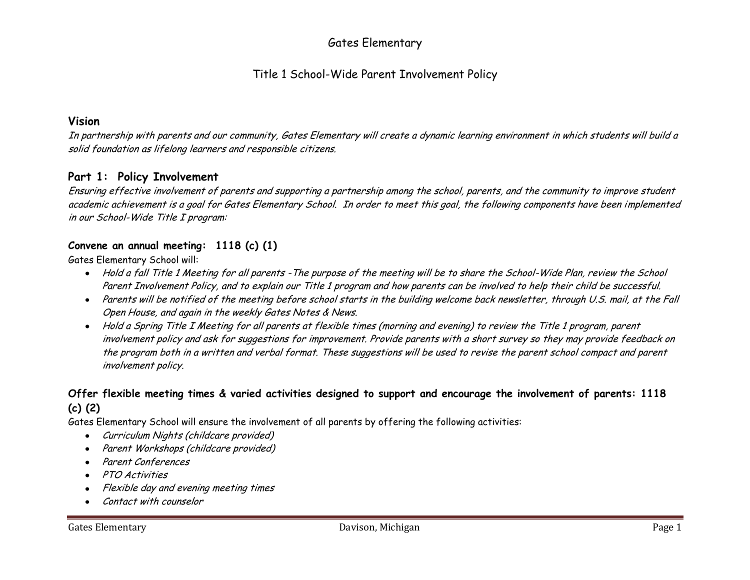# Gates Elementary

## Title 1 School-Wide Parent Involvement Policy

### Vision

*In partnership with parents and our community, Gates Elementary will create a dynamic learning environment in which students will build a solid foundation as lifelong learners and responsible citizens.*

### Part 1: Policy Involvement

*Ensuring effective involvement of parents and supporting a partnership among the school, parents, and the community to improve student academic achievement is a goal for Gates Elementary School. In order to meet this goal, the following components have been implemented in our School-Wide Title I program:*

#### Convene an annual meeting: 1118 (c) (1)

Gates Elementary School will:

- *Hold a fall Title 1 Meeting for all parents -The purpose of the meeting will be to share the School-Wide Plan, review the School Parent Involvement Policy, and to explain our Title 1 program and how parents can be involved to help their child be successful.*
- *Parents will be notified of the meeting before school starts in the building welcome back newsletter, through U.S. mail, at the Fall Open House, and again in the weekly Gates Notes & News.*
- *Hold a Spring Title I Meeting for all parents at flexible times (morning and evening) to review the Title 1 program, parent involvement policy and ask for suggestions for improvement. Provide parents with a short survey so they may provide feedback on the program both in a written and verbal format. These suggestions will be used to revise the parent school compact and parent involvement policy.*

#### Offer flexible meeting times & varied activities designed to support and encourage the involvement of parents: 1118 (c) (2)

Gates Elementary School will ensure the involvement of all parents by offering the following activities:

- *Curriculum Nights (childcare provided)*
- *Parent Workshops (childcare provided)*
- *Parent Conferences*
- *PTO Activities*
- *Flexible day and evening meeting times*
- *Contact with counselor*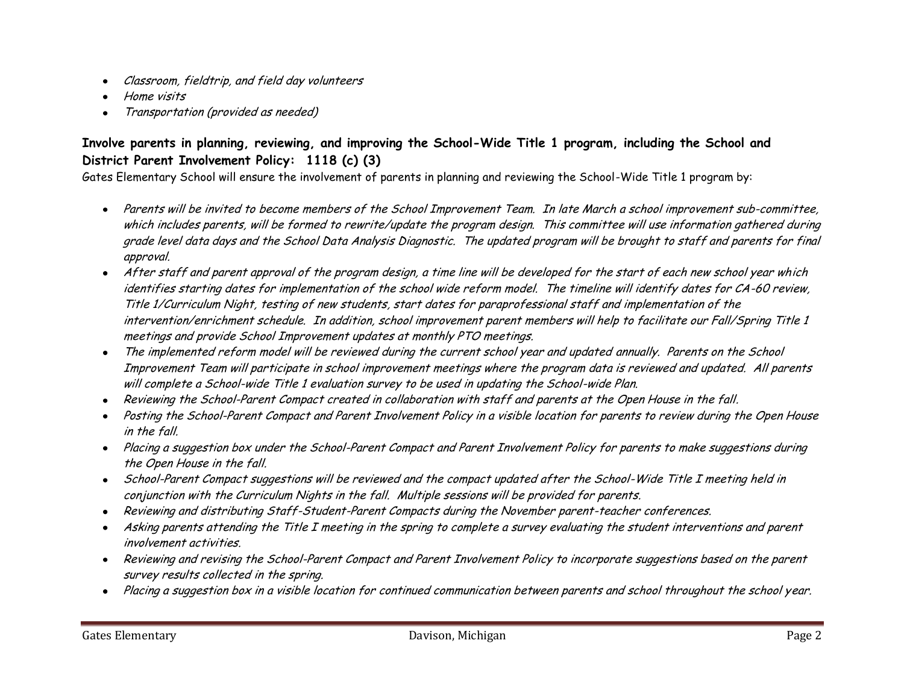- *Classroom, fieldtrip, and field day volunteers*
- *Home visits*
- *Transportation (provided as needed)*

**Involve parents in planning, reviewing, and improving the School-Wide Title 1 program, including the School and District Parent Involvement Policy: 1118 (c) (3)**

Gates Elementary School will ensure the involvement of parents in planning and reviewing the School-Wide Title 1 program by:

- *Parents will be invited to become members of the School Improvement Team. In late March a school improvement sub-committee, which includes parents, will be formed to rewrite/update the program design. This committee will use information gathered during grade level data days and the School Data Analysis Diagnostic. The updated program will be brought to staff and parents for final approval.*
- *After staff and parent approval of the program design, a time line will be developed for the start of each new school year which identifies starting dates for implementation of the school wide reform model. The timeline will identify dates for CA-60 review, Title 1/Curriculum Night, testing of new students, start dates for paraprofessional staff and implementation of the intervention/enrichment schedule. In addition, school improvement parent members will help to facilitate our Fall/Spring Title 1 meetings and provide School Improvement updates at monthly PTO meetings.*
- *The implemented reform model will be reviewed during the current school year and updated annually. Parents on the School Improvement Team will participate in school improvement meetings where the program data is reviewed and updated. All parents will complete a School-wide Title 1 evaluation survey to be used in updating the School-wide Plan.*
- *Reviewing the School-Parent Compact created in collaboration with staff and parents at the Open House in the fall.*
- *Posting the School-Parent Compact and Parent Involvement Policy in a visible location for parents to review during the Open House in the fall.*
- *Placing a suggestion box under the School-Parent Compact and Parent Involvement Policy for parents to make suggestions during the Open House in the fall.*
- *School-Parent Compact suggestions will be reviewed and the compact updated after the School-Wide Title I meeting held in conjunction with the Curriculum Nights in the fall. Multiple sessions will be provided for parents.*
- *Reviewing and distributing Staff-Student-Parent Compacts during the November parent-teacher conferences.*
- *Asking parents attending the Title I meeting in the spring to complete a survey evaluating the student interventions and parent involvement activities.*
- *Reviewing and revising the School-Parent Compact and Parent Involvement Policy to incorporate suggestions based on the parent survey results collected in the spring.*
- *Placing a suggestion box in a visible location for continued communication between parents and school throughout the school year.*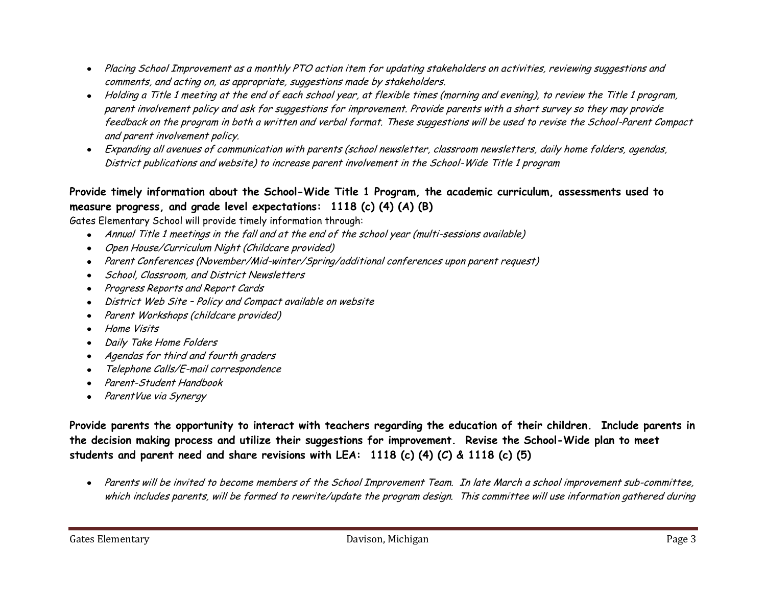- *Placing School Improvement as a monthly PTO action item for updating stakeholders on activities, reviewing suggestions and comments, and acting on, as appropriate, suggestions made by stakeholders.*
- *Holding a Title 1 meeting at the end of each school year, at flexible times (morning and evening), to review the Title 1 program, parent involvement policy and ask for suggestions for improvement. Provide parents with a short survey so they may provide feedback on the program in both a written and verbal format. These suggestions will be used to revise the School-Parent Compact and parent involvement policy.*
- *Expanding all avenues of communication with parents (school newsletter, classroom newsletters, daily home folders, agendas, District publications and website) to increase parent involvement in the School-Wide Title 1 program*

**Provide timely information about the School-Wide Title 1 Program, the academic curriculum, assessments used to measure progress, and grade level expectations: 1118 (c) (4) (A) (B)**

Gates Elementary School will provide timely information through:

- *Annual Title 1 meetings in the fall and at the end of the school year (multi-sessions available)*
- *Open House/Curriculum Night (Childcare provided)*
- *Parent Conferences (November/Mid-winter/Spring/additional conferences upon parent request)*
- *School, Classroom, and District Newsletters*
- *Progress Reports and Report Cards*
- *District Web Site – Policy and Compact available on website*
- *Parent Workshops (childcare provided)*
- *Home Visits*
- *Daily Take Home Folders*
- *Agendas for third and fourth graders*
- *Telephone Calls/E-mail correspondence*
- *Parent-Student Handbook*
- *ParentVue via Synergy*

**Provide parents the opportunity to interact with teachers regarding the education of their children. Include parents in the decision making process and utilize their suggestions for improvement. Revise the School-Wide plan to meet students and parent need and share revisions with LEA: 1118 (c) (4) (C) & 1118 (c) (5)**

- *Parents will be invited to become members of the School Improvement Team. In late March a school improvement sub-committee, which includes parents, will be formed to rewrite/update the program design. This committee will use information gathered during*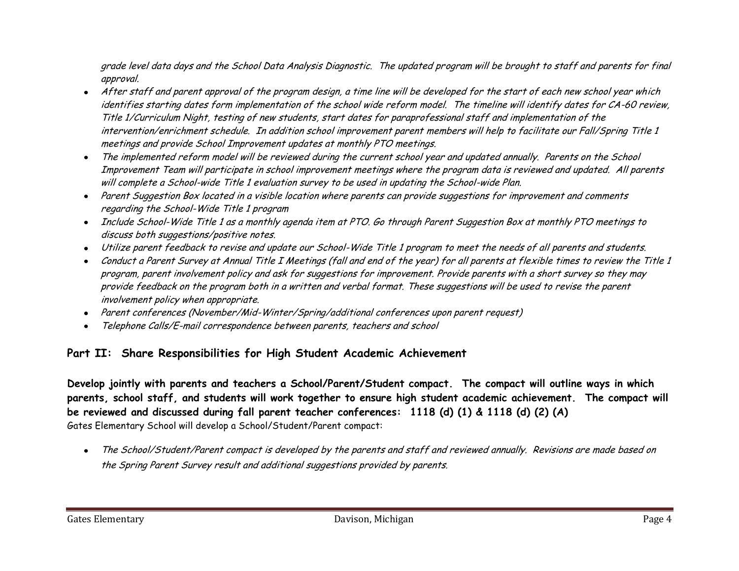*grade level data days and the School Data Analysis Diagnostic. The updated program will be brought to staff and parents for final approval.*

- *After staff and parent approval of the program design, a time line will be developed for the start of each new school year which identifies starting dates form implementation of the school wide reform model. The timeline will identify dates for CA-60 review, Title 1/Curriculum Night, testing of new students, start dates for paraprofessional staff and implementation of the intervention/enrichment schedule. In addition school improvement parent members will help to facilitate our Fall/Spring Title 1 meetings and provide School Improvement updates at monthly PTO meetings.*
- *The implemented reform model will be reviewed during the current school year and updated annually. Parents on the School Improvement Team will participate in school improvement meetings where the program data is reviewed and updated. All parents will complete a School-wide Title 1 evaluation survey to be used in updating the School-wide Plan.*
- *Parent Suggestion Box located in a visible location where parents can provide suggestions for improvement and comments regarding the School-Wide Title 1 program*
- *Include School-Wide Title 1 as a monthly agenda item at PTO. Go through Parent Suggestion Box at monthly PTO meetings to discuss both suggestions/positive notes.*
- *Utilize parent feedback to revise and update our School-Wide Title 1 program to meet the needs of all parents and students.*
- *Conduct a Parent Survey at Annual Title I Meetings (fall and end of the year) for all parents at flexible times to review the Title 1 program, parent involvement policy and ask for suggestions for improvement. Provide parents with a short survey so they may provide feedback on the program both in a written and verbal format. These suggestions will be used to revise the parent involvement policy when appropriate.*
- *Parent conferences (November/Mid-Winter/Spring/additional conferences upon parent request)*
- *Telephone Calls/E-mail correspondence between parents, teachers and school*

## Part II: Share Responsibilities for High Student Academic Achievement

**Develop jointly with parents and teachers a School/Parent/Student compact. The compact will outline ways in which parents, school staff, and students will work together to ensure high student academic achievement. The compact will be reviewed and discussed during fall parent teacher conferences: 1118 (d) (1) & 1118 (d) (2) (A)**

Gates Elementary School will develop a School/Student/Parent compact:

- *The School/Student/Parent compact is developed by the parents and staff and reviewed annually. Revisions are made based on the Spring Parent Survey result and additional suggestions provided by parents.*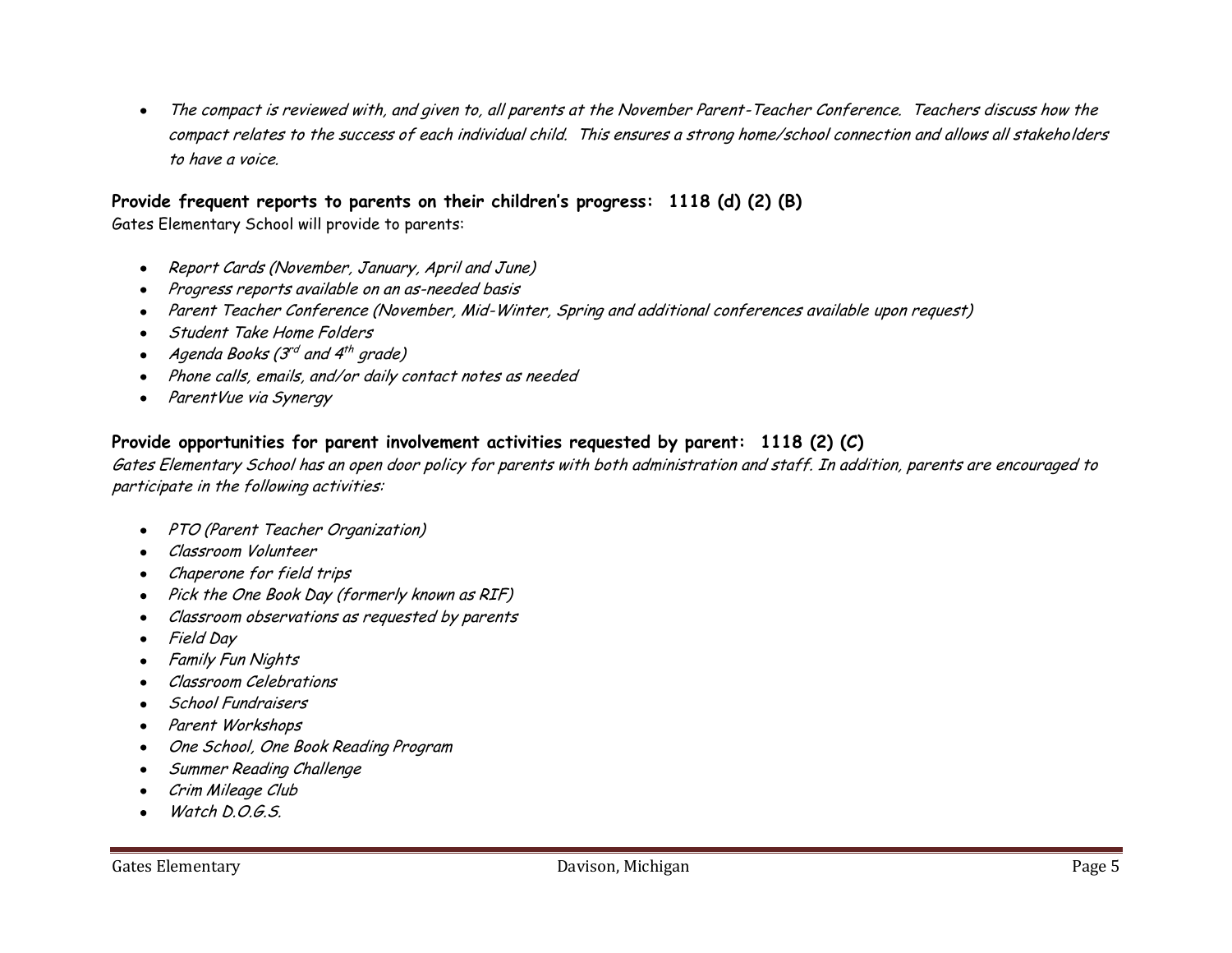- *The compact is reviewed with, and given to, all parents at the November Parent-Teacher Conference. Teachers discuss how the compact relates to the success of each individual child. This ensures a strong home/school connection and allows all stakeholders to have a voice.*

**Provide frequent reports to parents on their children's progress: 1118 (d) (2) (B)**

Gates Elementary School will provide to parents:

- *Report Cards (November, January, April and June)*
- *Progress reports available on an as-needed basis*
- *Parent Teacher Conference (November, Mid-Winter, Spring and additional conferences available upon request)*
- *Student Take Home Folders*
- *Agenda Books (3rd and 4th grade)*
- *Phone calls, emails, and/or daily contact notes as needed*
- *ParentVue via Synergy*

**Provide opportunities for parent involvement activities requested by parent: 1118 (2) (C)**

*Gates Elementary School has an open door policy for parents with both administration and staff. In addition, parents are encouraged to participate in the following activities:*

- *PTO (Parent Teacher Organization)*
- *Classroom Volunteer*
- *Chaperone for field trips*
- *Pick the One Book Day (formerly known as RIF)*
- *Classroom observations as requested by parents*
- *Field Day*
- *Family Fun Nights*
- *Classroom Celebrations*
- *School Fundraisers*
- *Parent Workshops*
- *One School, One Book Reading Program*
- *Summer Reading Challenge*
- *Crim Mileage Club*
- *Watch D.O.G.S.*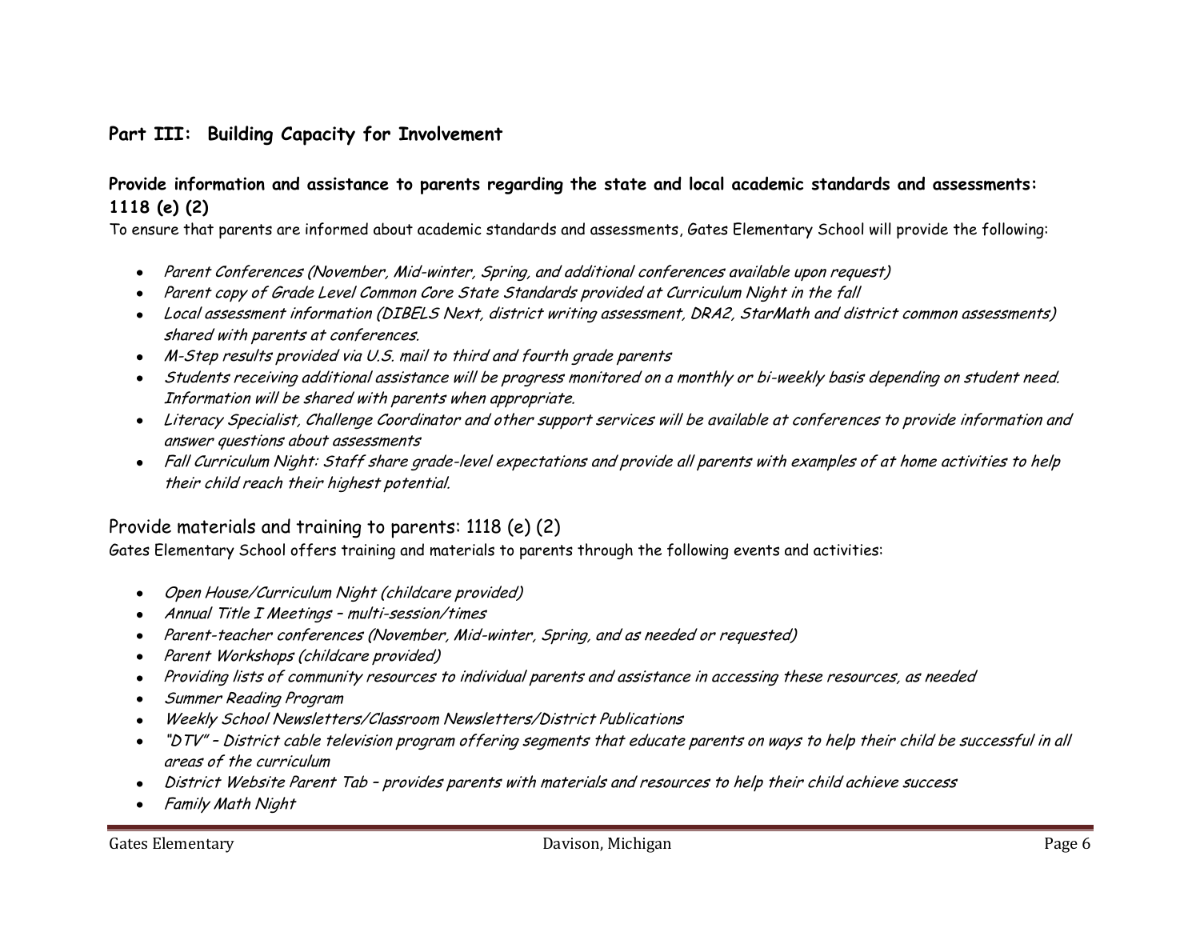## Part III: Building Capacity for Involvement

### Provide information and assistance to parents regarding the state and local academic standards and assessments: 1118 (e) (2)

To ensure that parents are informed about academic standards and assessments, Gates Elementary School will provide the following:

- *Parent Conferences (November, Mid-winter, Spring, and additional conferences available upon request)*
- *Parent copy of Grade Level Common Core State Standards provided at Curriculum Night in the fall*
- *Local assessment information (DIBELS Next, district writing assessment, DRA2, StarMath and district common assessments) shared with parents at conferences.*
- *M-Step results provided via U.S. mail to third and fourth grade parents*
- *Students receiving additional assistance will be progress monitored on a monthly or bi-weekly basis depending on student need. Information will be shared with parents when appropriate.*
- *Literacy Specialist, Challenge Coordinator and other support services will be available at conferences to provide information and answer questions about assessments*
- *Fall Curriculum Night: Staff share grade-level expectations and provide all parents with examples of at home activities to help their child reach their highest potential.*

### Provide materials and training to parents: 1118 (e) (2)

Gates Elementary School offers training and materials to parents through the following events and activities:

- *Open House/Curriculum Night (childcare provided)*
- *Annual Title I Meetings – multi-session/times*
- *Parent-teacher conferences (November, Mid-winter, Spring, and as needed or requested)*
- *Parent Workshops (childcare provided)*
- *Providing lists of community resources to individual parents and assistance in accessing these resources, as needed*
- *Summer Reading Program*
- *Weekly School Newsletters/Classroom Newsletters/District Publications*
- *"DTV" – District cable television program offering segments that educate parents on ways to help their child be successful in all areas of the curriculum*
- *District Website Parent Tab – provides parents with materials and resources to help their child achieve success*
- *Family Math Night*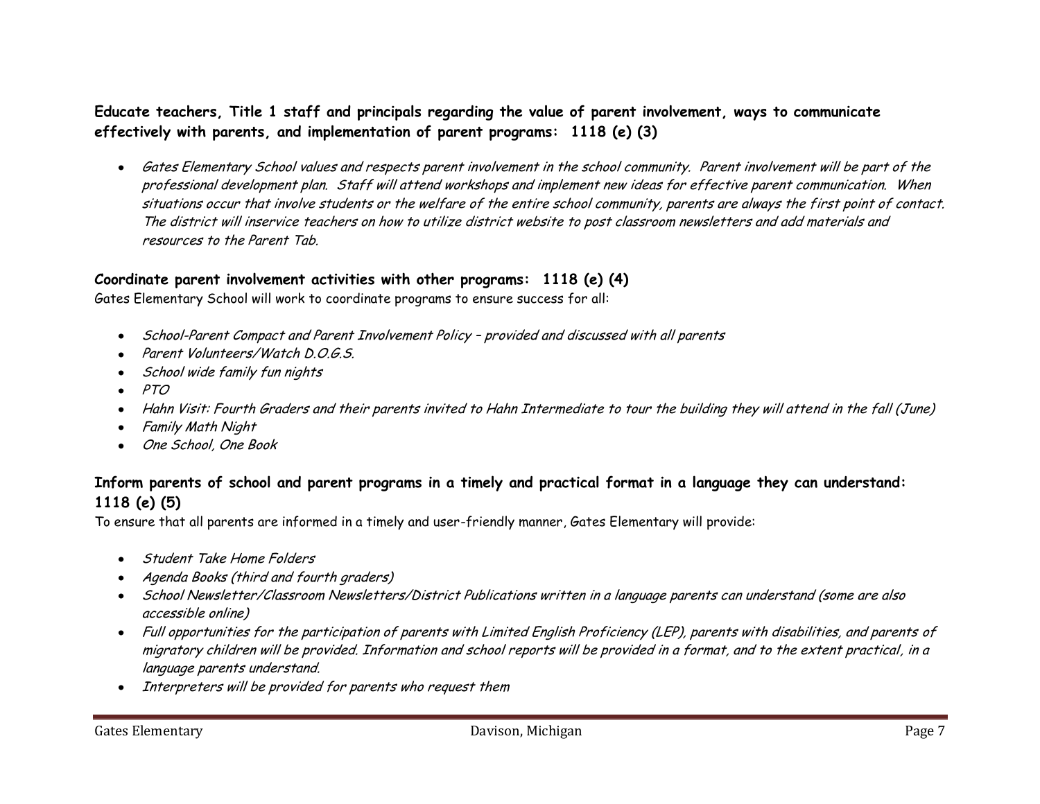**Educate teachers, Title 1 staff and principals regarding the value of parent involvement, ways to communicate effectively with parents, and implementation of parent programs: 1118 (e) (3)**

- *Gates Elementary School values and respects parent involvement in the school community. Parent involvement will be part of the professional development plan. Staff will attend workshops and implement new ideas for effective parent communication. When situations occur that involve students or the welfare of the entire school community, parents are always the first point of contact. The district will inservice teachers on how to utilize district website to post classroom newsletters and add materials and resources to the Parent Tab.*

**Coordinate parent involvement activities with other programs: 1118 (e) (4)**

Gates Elementary School will work to coordinate programs to ensure success for all:

- *School-Parent Compact and Parent Involvement Policy – provided and discussed with all parents*
- *Parent Volunteers/Watch D.O.G.S.*
- *School wide family fun nights*
- *PTO*
- *Hahn Visit: Fourth Graders and their parents invited to Hahn Intermediate to tour the building they will attend in the fall (June)*
- *Family Math Night*
- *One School, One Book*

**Inform parents of school and parent programs in a timely and practical format in a language they can understand: 1118 (e) (5)**

To ensure that all parents are informed in a timely and user-friendly manner, Gates Elementary will provide:

- *Student Take Home Folders*
- *Agenda Books (third and fourth graders)*
- *School Newsletter/Classroom Newsletters/District Publications written in a language parents can understand (some are also accessible online)*
- *Full opportunities for the participation of parents with Limited English Proficiency (LEP), parents with disabilities, and parents of migratory children will be provided. Information and school reports will be provided in a format, and to the extent practical, in a language parents understand.*
- *Interpreters will be provided for parents who request them*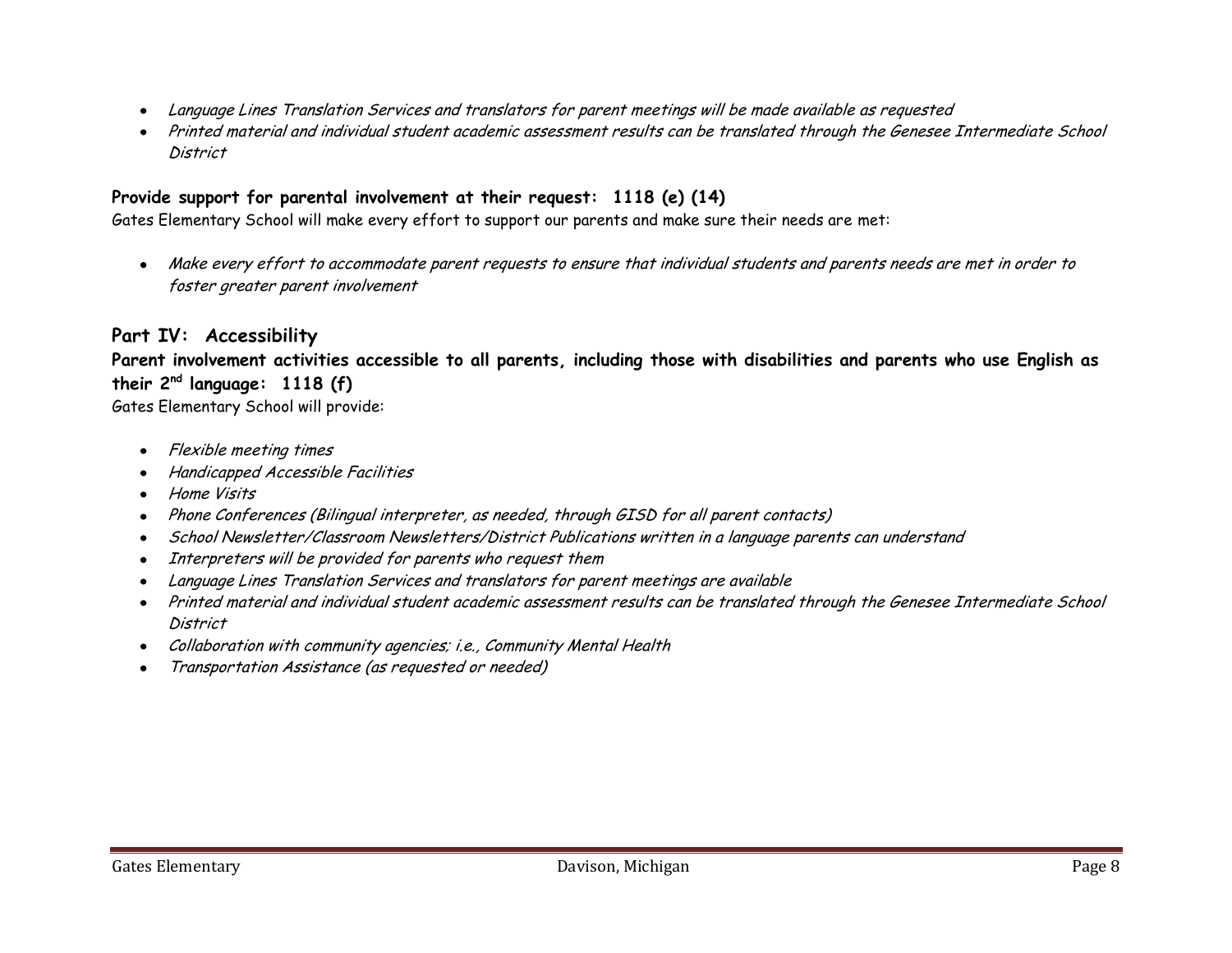- *Language Lines Translation Services and translators for parent meetings will be made available as requested*
- *Printed material and individual student academic assessment results can be translated through the Genesee Intermediate School District*

**Provide support for parental involvement at their request: 1118 (e) (14)**

Gates Elementary School will make every effort to support our parents and make sure their needs are met:

- *Make every effort to accommodate parent requests to ensure that individual students and parents needs are met in order to foster greater parent involvement*

## Part IV: Accessibility

**Parent involvement activities accessible to all parents, including those with disabilities and parents who use English as their 2nd language: 1118 (f)**

Gates Elementary School will provide:

- *Flexible meeting times*
- *Handicapped Accessible Facilities*
- *Home Visits*
- *Phone Conferences (Bilingual interpreter, as needed, through GISD for all parent contacts)*
- *School Newsletter/Classroom Newsletters/District Publications written in a language parents can understand*
- *Interpreters will be provided for parents who request them*
- *Language Lines Translation Services and translators for parent meetings are available*
- *Printed material and individual student academic assessment results can be translated through the Genesee Intermediate School District*
- *Collaboration with community agencies; i.e., Community Mental Health*
- *Transportation Assistance (as requested or needed)*